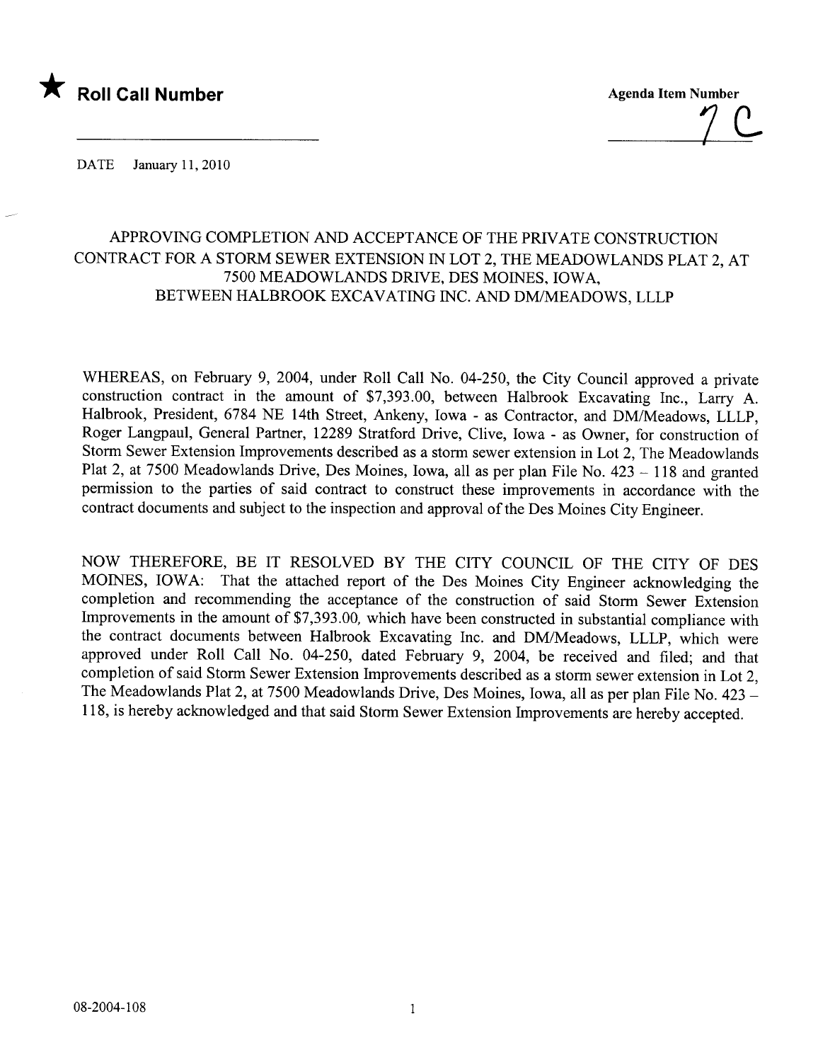★ **Roll Call Number**

**Agenda Item Number**

7 C

DATE January 11, 2010

APPROVING COMPLETION AND ACCEPTANCE OF THE PRIVATE CONSTRUCTION CONTRACT FOR A STORM SEWER EXTENSION IN LOT 2, THE MEADOWLANDS PLAT 2, AT 7500 MEADOWLANDS DRIVE, DES MOINES, IOWA, BETWEEN HALBROOK EXCAVATING INC. AND DM/MEADOWS, LLLP

WHEREAS, on February 9, 2004, under Roll Call No. 04-250, the City Council approved a private construction contract in the amount of $7,393.00, between Halbrook Excavating Inc., Larry A. Halbrook, President, 6784 NE 14th Street, Ankeny, Iowa - as Contractor, and DM/Meadows, LLLP, Roger Langpaul, General Partner, 12289 Stratford Drive, Clive, Iowa - as Owner, for construction of Storm Sewer Extension Improvements described as a storm sewer extension in Lot 2, The Meadowlands Plat 2, at 7500 Meadowlands Drive, Des Moines, Iowa, all as per plan File No. 423 – 118 and granted permission to the parties of said contract to construct these improvements in accordance with the contract documents and subject to the inspection and approval of the Des Moines City Engineer.

NOW THEREFORE, BE IT RESOLVED BY THE CITY COUNCIL OF THE CITY OF DES MOINES, IOWA: That the attached report of the Des Moines City Engineer acknowledging the completion and recommending the acceptance of the construction of said Storm Sewer Extension Improvements in the amount of $7,393.00, which have been constructed in substantial compliance with the contract documents between Halbrook Excavating Inc. and DM/Meadows, LLLP, which were approved under Roll Call No. 04-250, dated February 9, 2004, be received and filed; and that completion of said Storm Sewer Extension Improvements described as a storm sewer extension in Lot 2, The Meadowlands Plat 2, at 7500 Meadowlands Drive, Des Moines, Iowa, all as per plan File No. 423 – 118, is hereby acknowledged and that said Storm Sewer Extension Improvements are hereby accepted.

08-2004-108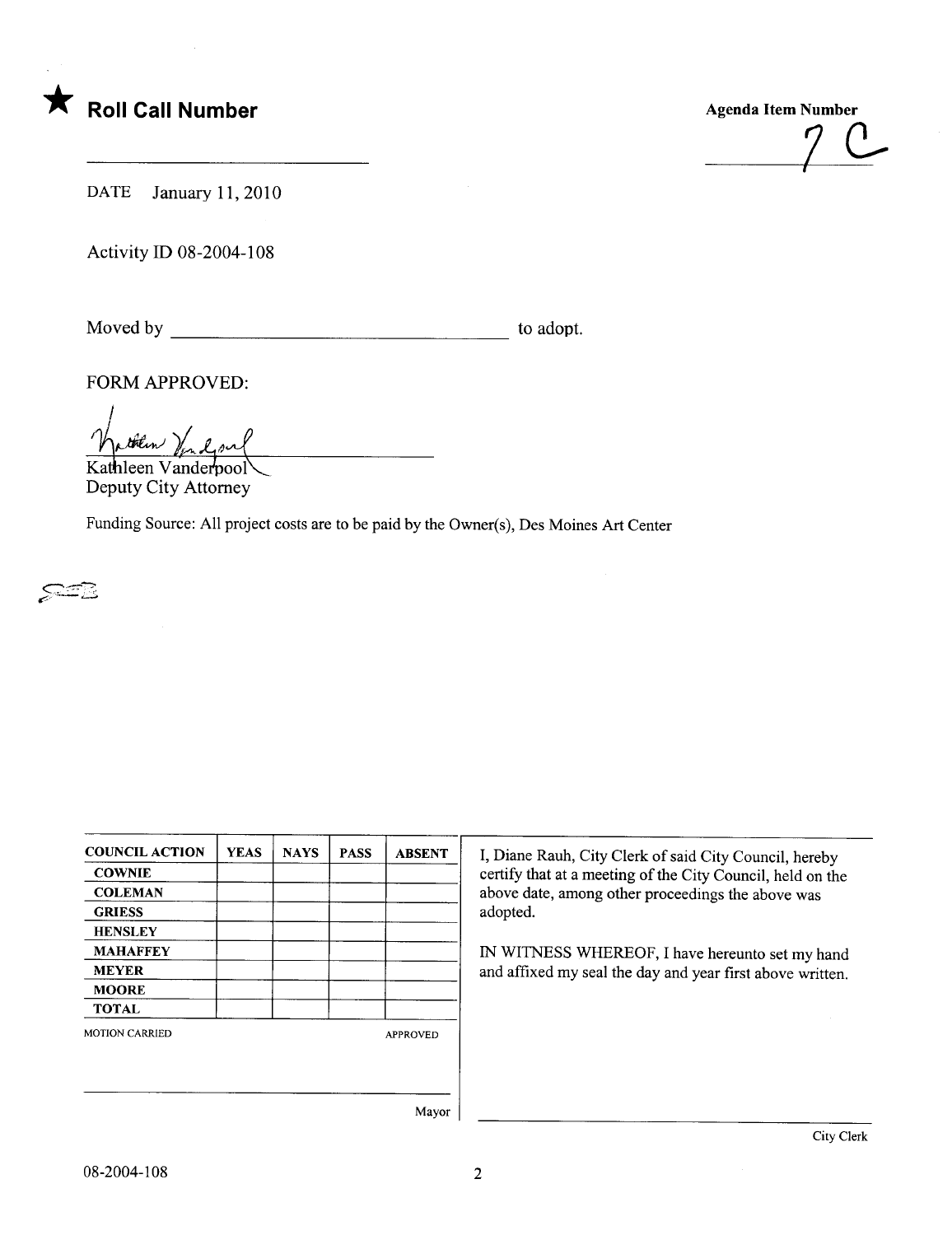# ★ Roll Call Number

______________________________

**Agenda Item Number**

7 C

DATE January 11, 2010

Activity ID 08-2004-108

Moved by ________________________________ to adopt.

FORM APPROVED:

Kathleen Vanderpool
Deputy City Attorney

Funding Source: All project costs are to be paid by the Owner(s), Des Moines Art Center

| COUNCIL ACTION | YEAS | NAYS | PASS | ABSENT |
|---|---|---|---|---|
| COWNIE | | | | |
| COLEMAN | | | | |
| GRIESS | | | | |
| HENSLEY | | | | |
| MAHAFFEY | | | | |
| MEYER | | | | |
| MOORE | | | | |
| TOTAL | | | | |

MOTION CARRIED APPROVED

______________________________
Mayor

I, Diane Rauh, City Clerk of said City Council, hereby certify that at a meeting of the City Council, held on the above date, among other proceedings the above was adopted.

IN WITNESS WHEREOF, I have hereunto set my hand and affixed my seal the day and year first above written.

______________________________
City Clerk

08-2004-108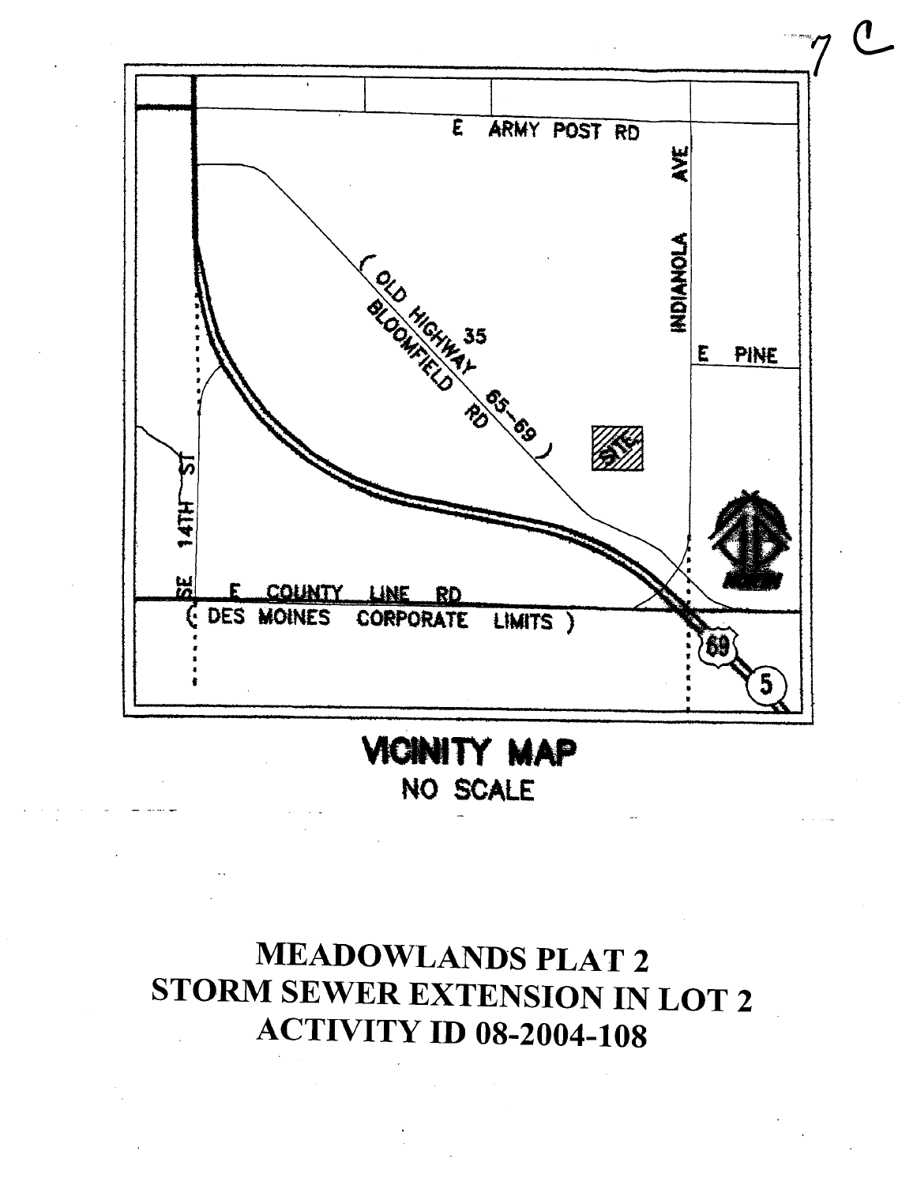7 C

E ARMY POST RD

INDIANOLA AVE

( OLD HIGHWAY 65-69 )

BLOOMFIELD RD

35

E PINE

SITE

SE 14TH ST

E COUNTY LINE RD

( DES MOINES CORPORATE LIMITS )

69

5

## VICINITY MAP

NO SCALE

# MEADOWLANDS PLAT 2
# STORM SEWER EXTENSION IN LOT 2
# ACTIVITY ID 08-2004-108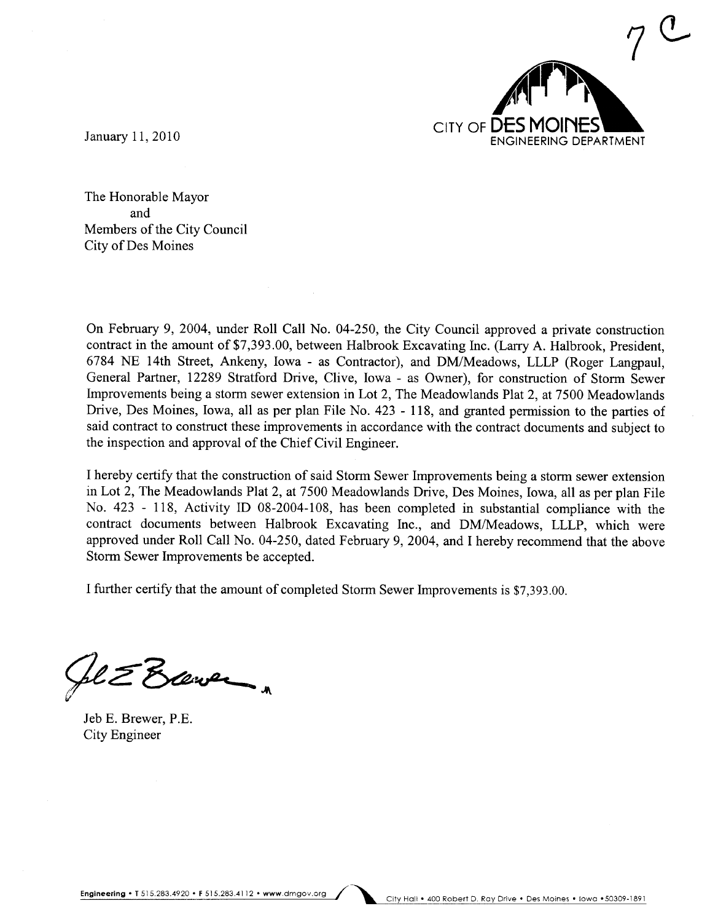7 C

CITY OF DES MOINES
ENGINEERING DEPARTMENT

January 11, 2010

The Honorable Mayor
and
Members of the City Council
City of Des Moines

On February 9, 2004, under Roll Call No. 04-250, the City Council approved a private construction contract in the amount of $7,393.00, between Halbrook Excavating Inc. (Larry A. Halbrook, President, 6784 NE 14th Street, Ankeny, Iowa - as Contractor), and DM/Meadows, LLLP (Roger Langpaul, General Partner, 12289 Stratford Drive, Clive, Iowa - as Owner), for construction of Storm Sewer Improvements being a storm sewer extension in Lot 2, The Meadowlands Plat 2, at 7500 Meadowlands Drive, Des Moines, Iowa, all as per plan File No. 423 - 118, and granted permission to the parties of said contract to construct these improvements in accordance with the contract documents and subject to the inspection and approval of the Chief Civil Engineer.

I hereby certify that the construction of said Storm Sewer Improvements being a storm sewer extension in Lot 2, The Meadowlands Plat 2, at 7500 Meadowlands Drive, Des Moines, Iowa, all as per plan File No. 423 - 118, Activity ID 08-2004-108, has been completed in substantial compliance with the contract documents between Halbrook Excavating Inc., and DM/Meadows, LLLP, which were approved under Roll Call No. 04-250, dated February 9, 2004, and I hereby recommend that the above Storm Sewer Improvements be accepted.

I further certify that the amount of completed Storm Sewer Improvements is $7,393.00.

Jeb E. Brewer, P.E.
City Engineer

Engineering • T 515.283.4920 • F 515.283.4112 • www.dmgov.org    City Hall • 400 Robert D. Ray Drive • Des Moines • Iowa • 50309-1891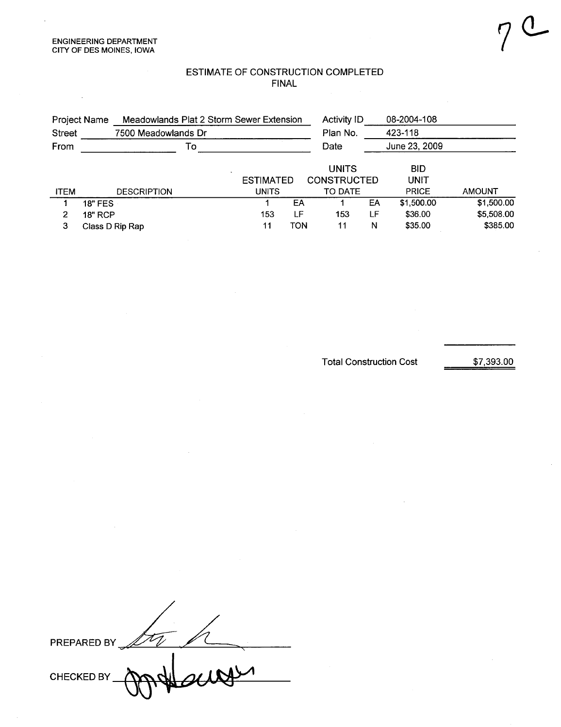7 C

ENGINEERING DEPARTMENT
CITY OF DES MOINES, IOWA

## ESTIMATE OF CONSTRUCTION COMPLETED
## FINAL

Project Name: Meadowlands Plat 2 Storm Sewer Extension
Activity ID: 08-2004-108
Street: 7500 Meadowlands Dr
Plan No.: 423-118
From: ______ To: ______
Date: June 23, 2009

| ITEM | DESCRIPTION | ESTIMATED UNITS | | UNITS CONSTRUCTED TO DATE | | BID UNIT PRICE | AMOUNT |
|---|---|---|---|---|---|---|---|
| 1 | 18" FES | 1 | EA | 1 | EA | $1,500.00 | $1,500.00 |
| 2 | 18" RCP | 153 | LF | 153 | LF | $36.00 | $5,508.00 |
| 3 | Class D Rip Rap | 11 | TON | 11 | N | $35.00 | $385.00 |

Total Construction Cost $7,393.00

PREPARED BY ______

CHECKED BY ______